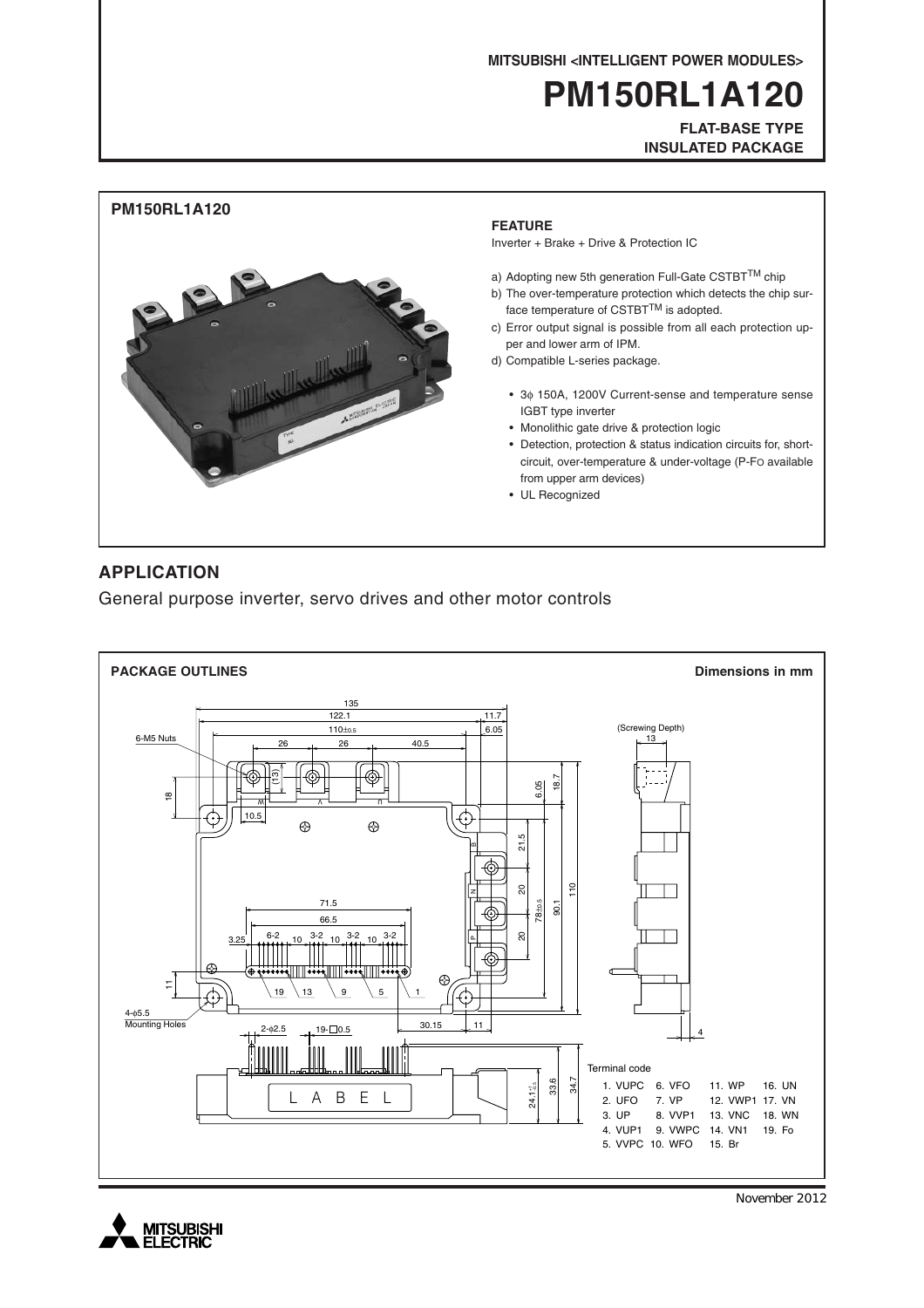MITSUBISHI <INTELLIGENT POWER MODULES>

# PM150RL1A120

**FLAT-BASE TYPE**
**INSULATED PACKAGE**

**PM150RL1A120**

### FEATURE

Inverter + Brake + Drive & Protection IC

a) Adopting new 5th generation Full-Gate CSTBT™ chip
b) The over-temperature protection which detects the chip surface temperature of CSTBT™ is adopted.
c) Error output signal is possible from all each protection upper and lower arm of IPM.
d) Compatible L-series package.

- 3ϕ 150A, 1200V Current-sense and temperature sense IGBT type inverter
- Monolithic gate drive & protection logic
- Detection, protection & status indication circuits for, short-circuit, over-temperature & under-voltage (P-FO available from upper arm devices)
- UL Recognized

## APPLICATION

General purpose inverter, servo drives and other motor controls

### PACKAGE OUTLINES

Dimensions in mm

Terminal code

| | | | |
|---|---|---|---|
| 1. VUPC | 6. VFO | 11. WP | 16. UN |
| 2. UFO | 7. VP | 12. VWP1 | 17. VN |
| 3. UP | 8. VVP1 | 13. VNC | 18. WN |
| 4. VUP1 | 9. VWPC | 14. VN1 | 19. Fo |
| 5. VVPC | 10. WFO | 15. Br | |

November 2012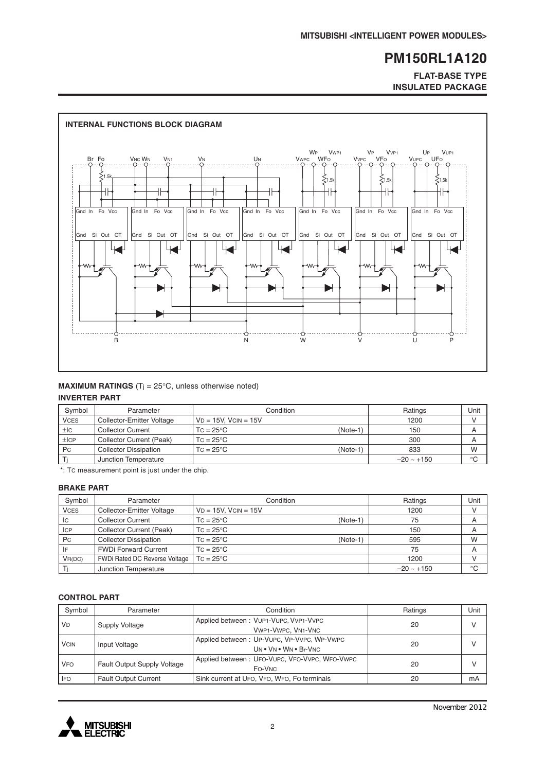### INTERNAL FUNCTIONS BLOCK DIAGRAM

## MAXIMUM RATINGS ($T_j$ = 25°C, unless otherwise noted)

### INVERTER PART

| Symbol | Parameter | Condition | Ratings | Unit |
|---|---|---|---|---|
| $V_{CES}$ | Collector-Emitter Voltage | $V_D$ = 15V, $V_{CIN}$ = 15V | 1200 | V |
| $\pm I_C$ | Collector Current | $T_C$ = 25°C (Note-1) | 150 | A |
| $\pm I_{CP}$ | Collector Current (Peak) | $T_C$ = 25°C | 300 | A |
| $P_C$ | Collector Dissipation | $T_C$ = 25°C (Note-1) | 833 | W |
| $T_j$ | Junction Temperature | | –20 ~ +150 | °C |

*: $T_C$ measurement point is just under the chip.

### BRAKE PART

| Symbol | Parameter | Condition | Ratings | Unit |
|---|---|---|---|---|
| $V_{CES}$ | Collector-Emitter Voltage | $V_D$ = 15V, $V_{CIN}$ = 15V | 1200 | V |
| $I_C$ | Collector Current | $T_C$ = 25°C (Note-1) | 75 | A |
| $I_{CP}$ | Collector Current (Peak) | $T_C$ = 25°C | 150 | A |
| $P_C$ | Collector Dissipation | $T_C$ = 25°C (Note-1) | 595 | W |
| $I_F$ | FWDi Forward Current | $T_C$ = 25°C | 75 | A |
| $V_{R(DC)}$ | FWDi Rated DC Reverse Voltage | $T_C$ = 25°C | 1200 | V |
| $T_j$ | Junction Temperature | | –20 ~ +150 | °C |

### CONTROL PART

| Symbol | Parameter | Condition | Ratings | Unit |
|---|---|---|---|---|
| $V_D$ | Supply Voltage | Applied between : $V_{UP1}$-$V_{UPC}$, $V_{VP1}$-$V_{VPC}$, $V_{WP1}$-$V_{WPC}$, $V_{N1}$-$V_{NC}$ | 20 | V |
| $V_{CIN}$ | Input Voltage | Applied between : $U_P$-$V_{UPC}$, $V_P$-$V_{VPC}$, $W_P$-$V_{WPC}$, $U_N$ • $V_N$ • $W_N$ • $B_r$-$V_{NC}$ | 20 | V |
| $V_{FO}$ | Fault Output Supply Voltage | Applied between : $U_{FO}$-$V_{UPC}$, $V_{FO}$-$V_{VPC}$, $W_{FO}$-$V_{WPC}$, $F_O$-$V_{NC}$ | 20 | V |
| $I_{FO}$ | Fault Output Current | Sink current at $U_{FO}$, $V_{FO}$, $W_{FO}$, $F_O$ terminals | 20 | mA |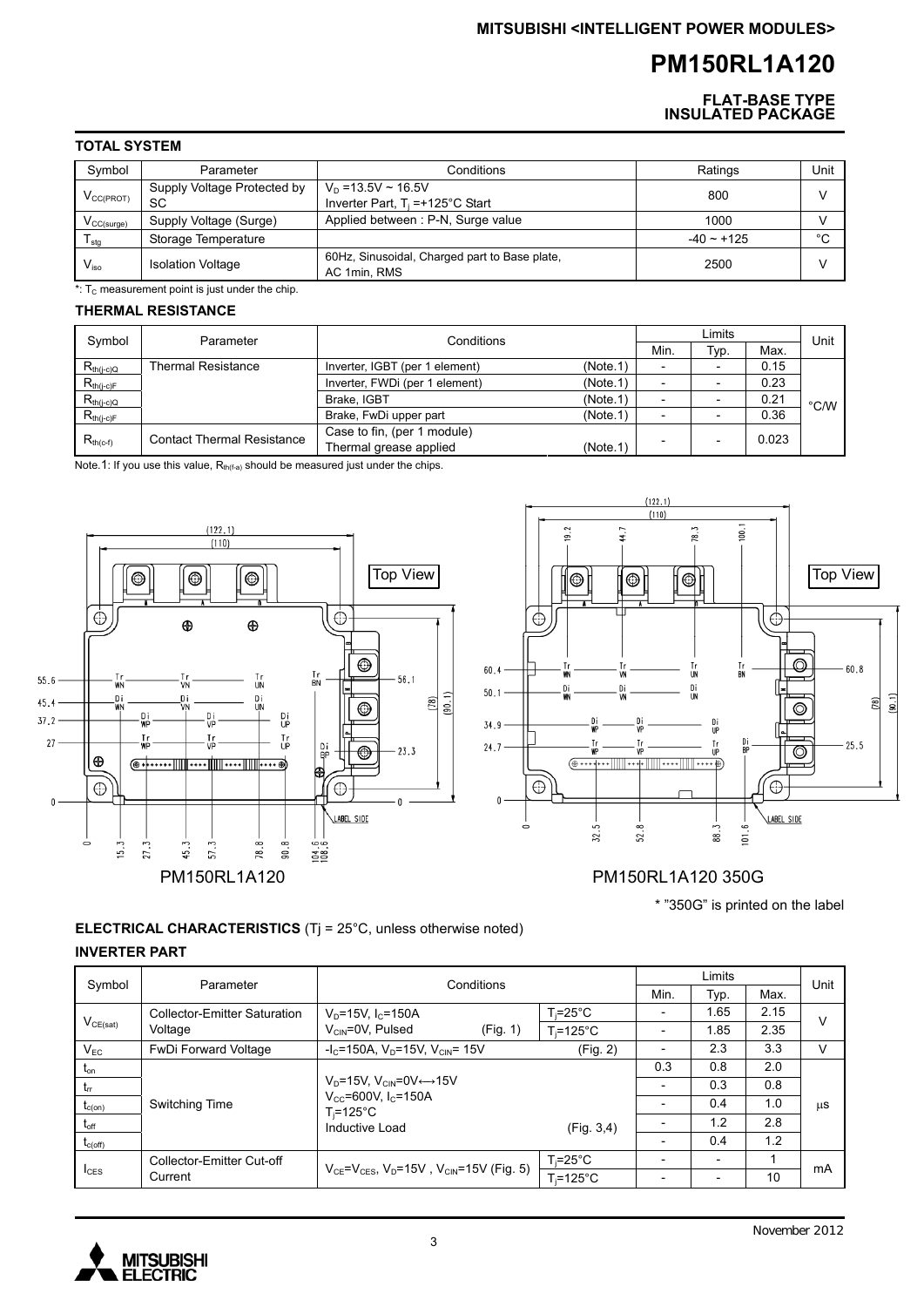## TOTAL SYSTEM

| Symbol | Parameter | Conditions | Ratings | Unit |
|---|---|---|---|---|
| $V_{CC(PROT)}$ | Supply Voltage Protected by SC | $V_D$ =13.5V ~ 16.5V Inverter Part, $T_j$ =+125°C Start | 800 | V |
| $V_{CC(surge)}$ | Supply Voltage (Surge) | Applied between : P-N, Surge value | 1000 | V |
| $T_{stg}$ | Storage Temperature | | -40 ~ +125 | °C |
| $V_{iso}$ | Isolation Voltage | 60Hz, Sinusoidal, Charged part to Base plate, AC 1min, RMS | 2500 | V |

*: $T_C$ measurement point is just under the chip.

## THERMAL RESISTANCE

| Symbol | Parameter | Conditions | | Limits | | Unit |
|---|---|---|---|---|---|---|
| | | | Min. | Typ. | Max. | |
| $R_{th(j-c)Q}$ | Thermal Resistance | Inverter, IGBT (per 1 element) (Note.1) | - | - | 0.15 | °C/W |
| $R_{th(j-c)F}$ | | Inverter, FWDi (per 1 element) (Note.1) | - | - | 0.23 | |
| $R_{th(j-c)Q}$ | | Brake, IGBT (Note.1) | - | - | 0.21 | |
| $R_{th(j-c)F}$ | | Brake, FwDi upper part (Note.1) | - | - | 0.36 | |
| $R_{th(c-f)}$ | Contact Thermal Resistance | Case to fin, (per 1 module) Thermal grease applied (Note.1) | - | - | 0.023 | |

Note.1: If you use this value, $R_{th(f-a)}$ should be measured just under the chips.

PM150RL1A120

PM150RL1A120 350G

* "350G" is printed on the label

## ELECTRICAL CHARACTERISTICS (Tj = 25°C, unless otherwise noted)

### INVERTER PART

| Symbol | Parameter | Conditions | | Limits | | | Unit |
|---|---|---|---|---|---|---|---|
| | | | | Min. | Typ. | Max. | |
| $V_{CE(sat)}$ | Collector-Emitter Saturation Voltage | $V_D$=15V, $I_C$=150A $V_{CIN}$=0V, Pulsed (Fig. 1) | $T_j$=25°C | - | 1.65 | 2.15 | V |
| | | | $T_j$=125°C | - | 1.85 | 2.35 | |
| $V_{EC}$ | FwDi Forward Voltage | $-I_C$=150A, $V_D$=15V, $V_{CIN}$= 15V (Fig. 2) | | - | 2.3 | 3.3 | V |
| $t_{on}$ | Switching Time | $V_D$=15V, $V_{CIN}$=0V↔15V $V_{CC}$=600V, $I_C$=150A $T_j$=125°C Inductive Load (Fig. 3,4) | | 0.3 | 0.8 | 2.0 | μs |
| $t_{rr}$ | | | | - | 0.3 | 0.8 | |
| $t_{c(on)}$ | | | | - | 0.4 | 1.0 | |
| $t_{off}$ | | | | - | 1.2 | 2.8 | |
| $t_{c(off)}$ | | | | - | 0.4 | 1.2 | |
| $I_{CES}$ | Collector-Emitter Cut-off Current | $V_{CE}$=$V_{CES}$, $V_D$=15V , $V_{CIN}$=15V (Fig. 5) | $T_j$=25°C | - | - | 1 | mA |
| | | | $T_j$=125°C | - | - | 10 | |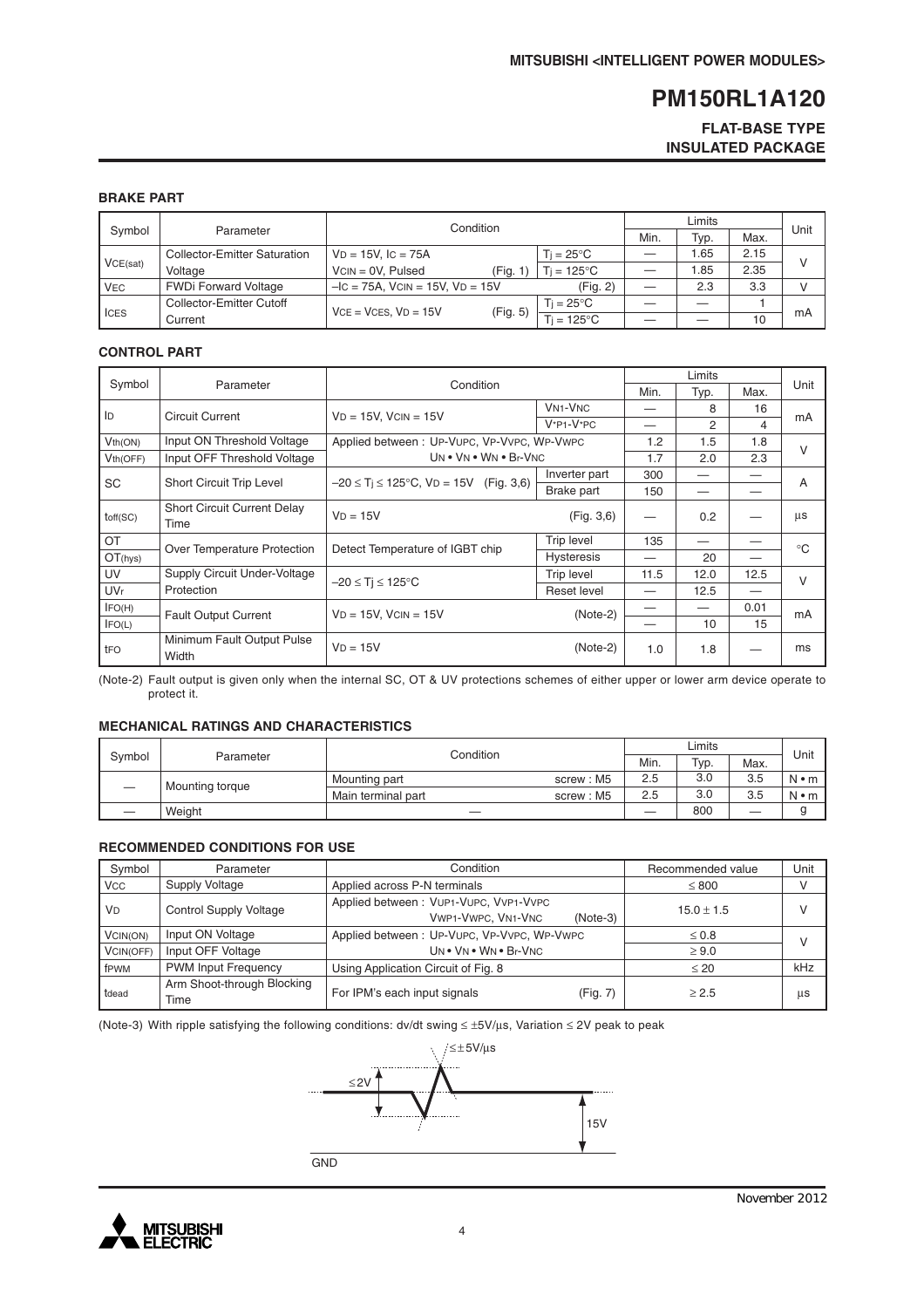# PM150RL1A120

**FLAT-BASE TYPE**
**INSULATED PACKAGE**

### BRAKE PART

| Symbol | Parameter | Condition | | Limits | | | Unit |
|---|---|---|---|---|---|---|---|
| | | | | Min. | Typ. | Max. | |
| $V_{CE(sat)}$ | Collector-Emitter Saturation Voltage | $V_D$ = 15V, $I_C$ = 75A $V_{CIN}$ = 0V, Pulsed (Fig. 1) | $T_j$ = 25°C | — | 1.65 | 2.15 | V |
| | | | $T_j$ = 125°C | — | 1.85 | 2.35 | |
| $V_{EC}$ | FWDi Forward Voltage | $-I_C$ = 75A, $V_{CIN}$ = 15V, $V_D$ = 15V (Fig. 2) | | — | 2.3 | 3.3 | V |
| $I_{CES}$ | Collector-Emitter Cutoff Current | $V_{CE}$ = $V_{CES}$, $V_D$ = 15V (Fig. 5) | $T_j$ = 25°C | — | — | 1 | mA |
| | | | $T_j$ = 125°C | — | — | 10 | |

### CONTROL PART

| Symbol | Parameter | Condition | | Limits | | | Unit |
|---|---|---|---|---|---|---|---|
| | | | | Min. | Typ. | Max. | |
| $I_D$ | Circuit Current | $V_D$ = 15V, $V_{CIN}$ = 15V | $V_{N1}$-$V_{NC}$ | — | 8 | 16 | mA |
| | | | $V_{*P1}$-$V_{*PC}$ | — | 2 | 4 | |
| $V_{th(ON)}$ | Input ON Threshold Voltage | Applied between : $U_P$-$V_{UPC}$, $V_P$-$V_{VPC}$, $W_P$-$V_{WPC}$ $U_N$ • $V_N$ • $W_N$ • $B_r$-$V_{NC}$ | | 1.2 | 1.5 | 1.8 | V |
| $V_{th(OFF)}$ | Input OFF Threshold Voltage | | | 1.7 | 2.0 | 2.3 | |
| SC | Short Circuit Trip Level | $-20 \leq T_j \leq 125$°C, $V_D$ = 15V (Fig. 3,6) | Inverter part | 300 | — | — | A |
| | | | Brake part | 150 | — | — | |
| $t_{off(SC)}$ | Short Circuit Current Delay Time | $V_D$ = 15V (Fig. 3,6) | | — | 0.2 | — | μs |
| OT | Over Temperature Protection | Detect Temperature of IGBT chip | Trip level | 135 | — | — | °C |
| $OT_{(hys)}$ | | | Hysteresis | — | 20 | — | |
| UV | Supply Circuit Under-Voltage Protection | $-20 \leq T_j \leq 125$°C | Trip level | 11.5 | 12.0 | 12.5 | V |
| $UV_r$ | | | Reset level | — | 12.5 | — | |
| $I_{FO(H)}$ | Fault Output Current | $V_D$ = 15V, $V_{CIN}$ = 15V (Note-2) | | — | — | 0.01 | mA |
| $I_{FO(L)}$ | | | | — | 10 | 15 | |
| $t_{FO}$ | Minimum Fault Output Pulse Width | $V_D$ = 15V (Note-2) | | 1.0 | 1.8 | — | ms |

(Note-2) Fault output is given only when the internal SC, OT & UV protections schemes of either upper or lower arm device operate to protect it.

### MECHANICAL RATINGS AND CHARACTERISTICS

| Symbol | Parameter | Condition | | Limits | | | Unit |
|---|---|---|---|---|---|---|---|
| | | | | Min. | Typ. | Max. | |
| — | Mounting torque | Mounting part | screw : M5 | 2.5 | 3.0 | 3.5 | N • m |
| | | Main terminal part | screw : M5 | 2.5 | 3.0 | 3.5 | N • m |
| — | Weight | — | | — | 800 | — | g |

### RECOMMENDED CONDITIONS FOR USE

| Symbol | Parameter | Condition | Recommended value | Unit |
|---|---|---|---|---|
| $V_{CC}$ | Supply Voltage | Applied across P-N terminals | ≤ 800 | V |
| $V_D$ | Control Supply Voltage | Applied between : $V_{UP1}$-$V_{UPC}$, $V_{VP1}$-$V_{VPC}$ $V_{WP1}$-$V_{WPC}$, $V_{N1}$-$V_{NC}$ (Note-3) | 15.0 ± 1.5 | V |
| $V_{CIN(ON)}$ | Input ON Voltage | Applied between : $U_P$-$V_{UPC}$, $V_P$-$V_{VPC}$, $W_P$-$V_{WPC}$ $U_N$ • $V_N$ • $W_N$ • $B_r$-$V_{NC}$ | ≤ 0.8 | V |
| $V_{CIN(OFF)}$ | Input OFF Voltage | | ≥ 9.0 | |
| $f_{PWM}$ | PWM Input Frequency | Using Application Circuit of Fig. 8 | ≤ 20 | kHz |
| $t_{dead}$ | Arm Shoot-through Blocking Time | For IPM's each input signals (Fig. 7) | ≥ 2.5 | μs |

(Note-3) With ripple satisfying the following conditions: dv/dt swing ≤ ±5V/μs, Variation ≤ 2V peak to peak

≤±5V/μs

≤2V

15V

GND

November 2012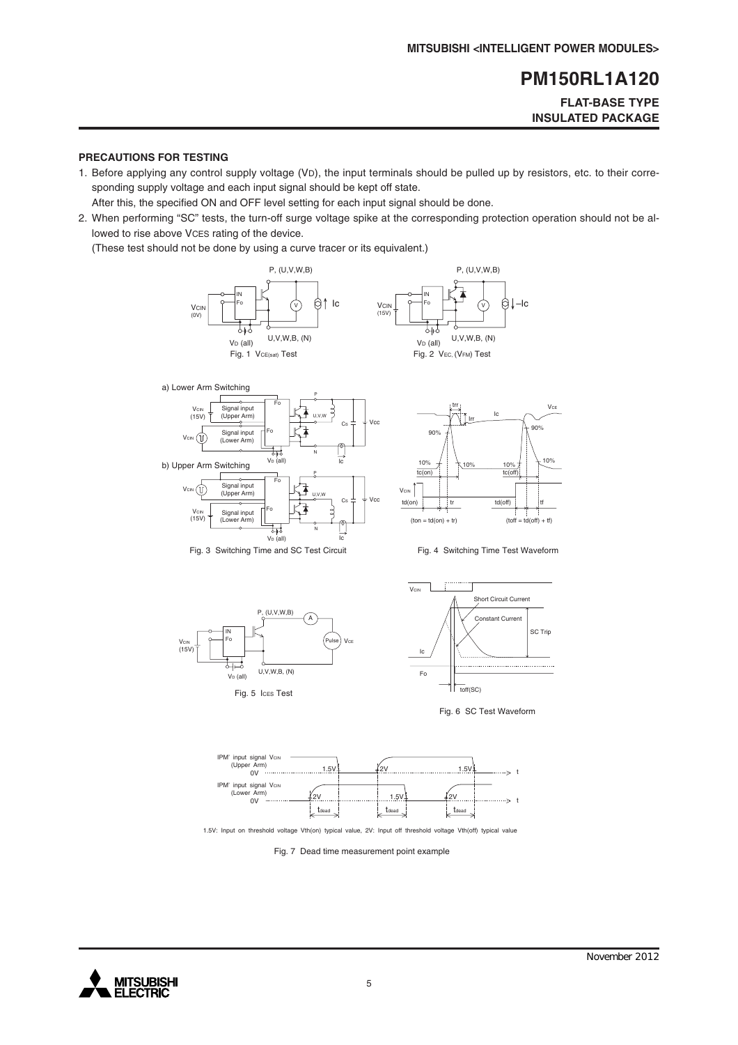## PRECAUTIONS FOR TESTING

1. Before applying any control supply voltage ($V_D$), the input terminals should be pulled up by resistors, etc. to their corresponding supply voltage and each input signal should be kept off state.
   After this, the specified ON and OFF level setting for each input signal should be done.
2. When performing "SC" tests, the turn-off surge voltage spike at the corresponding protection operation should not be allowed to rise above $V_{CES}$ rating of the device.
   (These test should not be done by using a curve tracer or its equivalent.)

Fig. 1 $V_{CE(sat)}$ Test

Fig. 2 $V_{EC}$, ($V_{FM}$) Test

Fig. 3 Switching Time and SC Test Circuit

Fig. 4 Switching Time Test Waveform

Fig. 5 $I_{CES}$ Test

Fig. 6 SC Test Waveform

1.5V: Input on threshold voltage Vth(on) typical value, 2V: Input off threshold voltage Vth(off) typical value

Fig. 7 Dead time measurement point example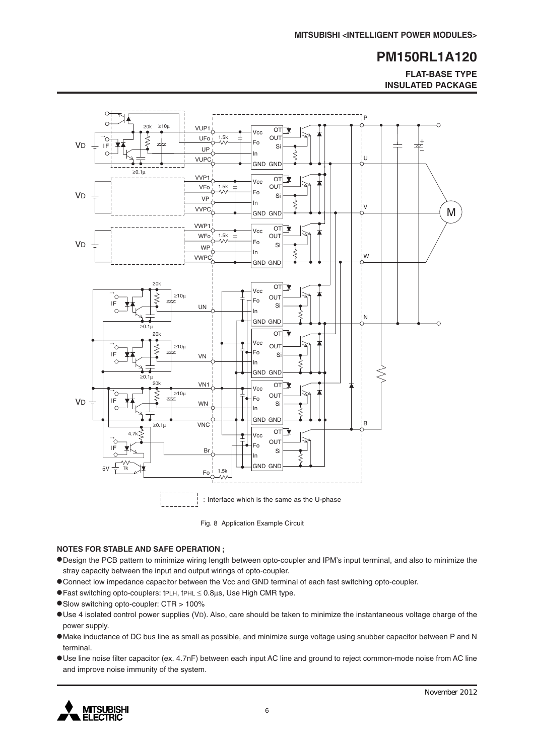Fig. 8 Application Example Circuit

**NOTES FOR STABLE AND SAFE OPERATION ;**

- Design the PCB pattern to minimize wiring length between opto-coupler and IPM's input terminal, and also to minimize the stray capacity between the input and output wirings of opto-coupler.
- Connect low impedance capacitor between the Vcc and GND terminal of each fast switching opto-coupler.
- Fast switching opto-couplers: $t_{PLH}$, $t_{PHL} \leq 0.8\mu s$, Use High CMR type.
- Slow switching opto-coupler: CTR > 100%
- Use 4 isolated control power supplies ($V_D$). Also, care should be taken to minimize the instantaneous voltage charge of the power supply.
- Make inductance of DC bus line as small as possible, and minimize surge voltage using snubber capacitor between P and N terminal.
- Use line noise filter capacitor (ex. 4.7nF) between each input AC line and ground to reject common-mode noise from AC line and improve noise immunity of the system.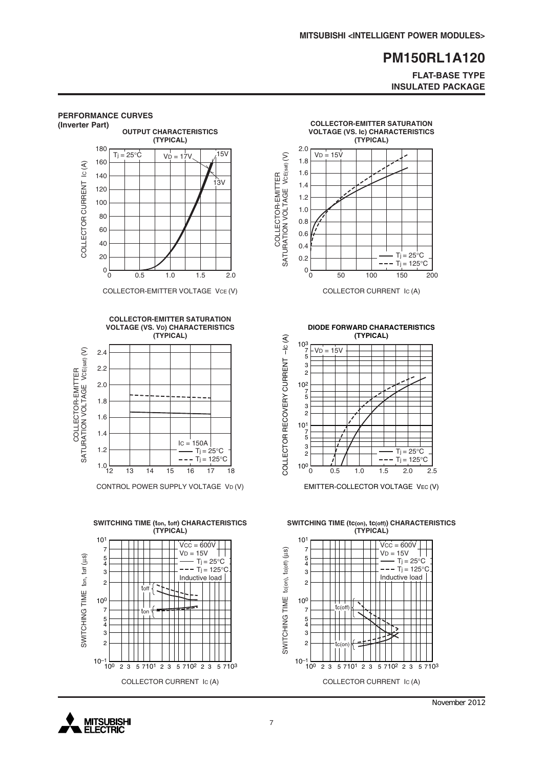## PERFORMANCE CURVES

### (Inverter Part)

**OUTPUT CHARACTERISTICS (TYPICAL)**

$T_j$ = 25°C, $V_D$ = 17V, 15V, 13V

COLLECTOR CURRENT $I_C$ (A) vs. COLLECTOR-EMITTER VOLTAGE $V_{CE}$ (V)

**COLLECTOR-EMITTER SATURATION VOLTAGE (VS. Ic) CHARACTERISTICS (TYPICAL)**

$V_D$ = 15V; $T_j$ = 25°C (solid), $T_j$ = 125°C (dashed)

COLLECTOR-EMITTER SATURATION VOLTAGE $V_{CE(sat)}$ (V) vs. COLLECTOR CURRENT $I_C$ (A)

**COLLECTOR-EMITTER SATURATION VOLTAGE (VS. $V_D$) CHARACTERISTICS (TYPICAL)**

$I_C$ = 150A; $T_j$ = 25°C (solid), $T_j$ = 125°C (dashed)

COLLECTOR-EMITTER SATURATION VOLTAGE $V_{CE(sat)}$ (V) vs. CONTROL POWER SUPPLY VOLTAGE $V_D$ (V)

**DIODE FORWARD CHARACTERISTICS (TYPICAL)**

$V_D$ = 15V; $T_j$ = 25°C (solid), $T_j$ = 125°C (dashed)

COLLECTOR RECOVERY CURRENT $-I_C$ (A) vs. EMITTER-COLLECTOR VOLTAGE $V_{EC}$ (V)

**SWITCHING TIME ($t_{on}$, $t_{off}$) CHARACTERISTICS (TYPICAL)**

$V_{CC}$ = 600V, $V_D$ = 15V; $T_j$ = 25°C (solid), $T_j$ = 125°C (dashed); Inductive load

SWITCHING TIME $t_{on}$, $t_{off}$ (μs) vs. COLLECTOR CURRENT $I_C$ (A)

**SWITCHING TIME ($t_{c(on)}$, $t_{c(off)}$) CHARACTERISTICS (TYPICAL)**

$V_{CC}$ = 600V, $V_D$ = 15V; $T_j$ = 25°C (solid), $T_j$ = 125°C (dashed); Inductive load

SWITCHING TIME $t_{c(on)}$, $t_{c(off)}$ (μs) vs. COLLECTOR CURRENT $I_C$ (A)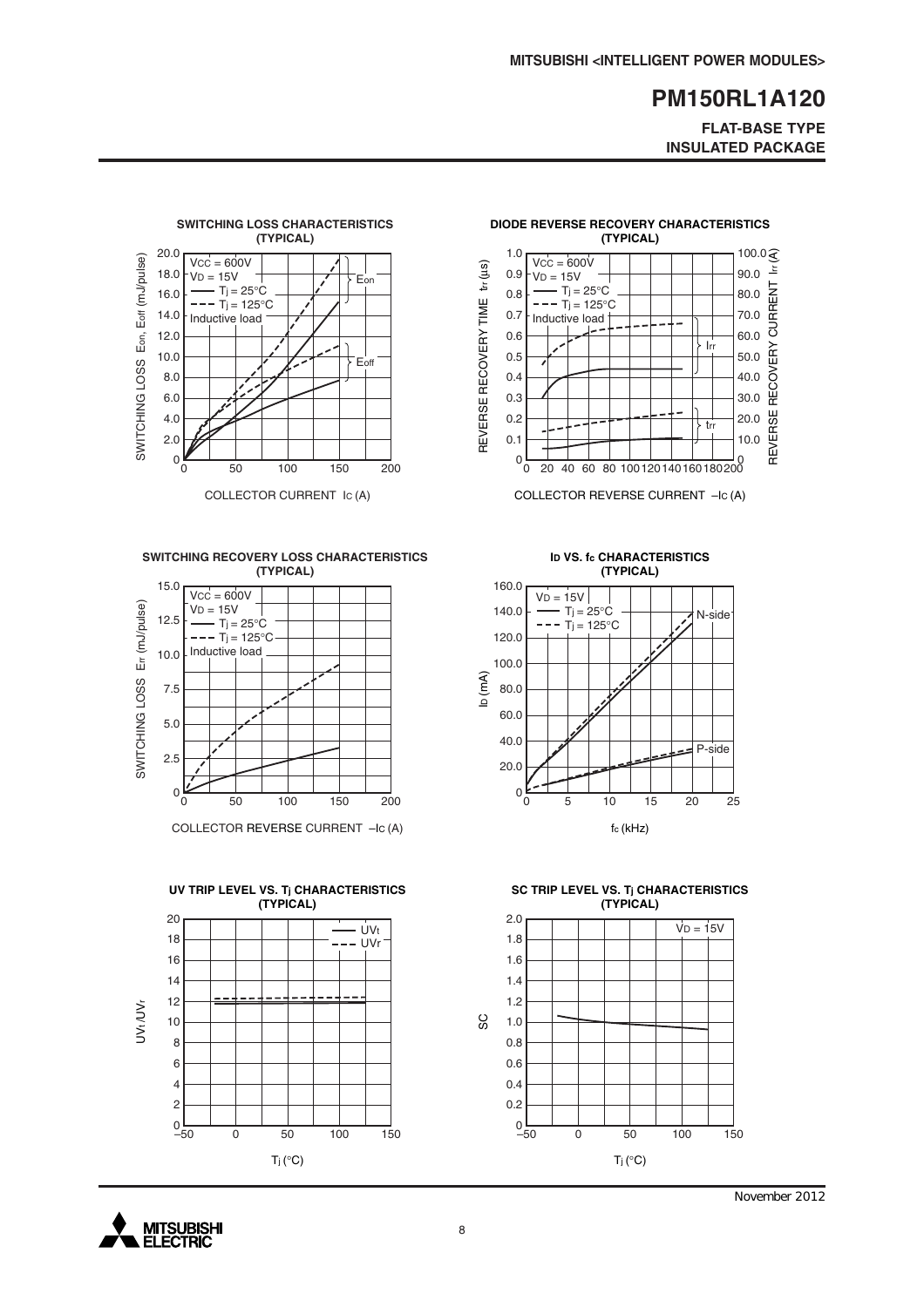**SWITCHING LOSS CHARACTERISTICS (TYPICAL)**

$V_{CC}$ = 600V
$V_D$ = 15V
—— $T_j$ = 25°C
- - - $T_j$ = 125°C
Inductive load

SWITCHING LOSS $E_{on}$, $E_{off}$ (mJ/pulse)

COLLECTOR CURRENT $I_C$ (A)

**DIODE REVERSE RECOVERY CHARACTERISTICS (TYPICAL)**

$V_{CC}$ = 600V
$V_D$ = 15V
—— $T_j$ = 25°C
- - - $T_j$ = 125°C
Inductive load

REVERSE RECOVERY TIME $t_{rr}$ (µs)

REVERSE RECOVERY CURRENT $I_{rr}$ (A)

COLLECTOR REVERSE CURRENT $-I_C$ (A)

**SWITCHING RECOVERY LOSS CHARACTERISTICS (TYPICAL)**

$V_{CC}$ = 600V
$V_D$ = 15V
—— $T_j$ = 25°C
- - - $T_j$ = 125°C
Inductive load

SWITCHING LOSS $E_{rr}$ (mJ/pulse)

COLLECTOR REVERSE CURRENT $-I_C$ (A)

**$I_D$ VS. $f_c$ CHARACTERISTICS (TYPICAL)**

$V_D$ = 15V
—— $T_j$ = 25°C
- - - $T_j$ = 125°C

$I_D$ (mA)

$f_c$ (kHz)

**UV TRIP LEVEL VS. $T_j$ CHARACTERISTICS (TYPICAL)**

—— $UV_t$
- - - $UV_r$

$UV_t$/$UV_r$

$T_j$ (°C)

**SC TRIP LEVEL VS. $T_j$ CHARACTERISTICS (TYPICAL)**

$V_D$ = 15V

SC

$T_j$ (°C)

November 2012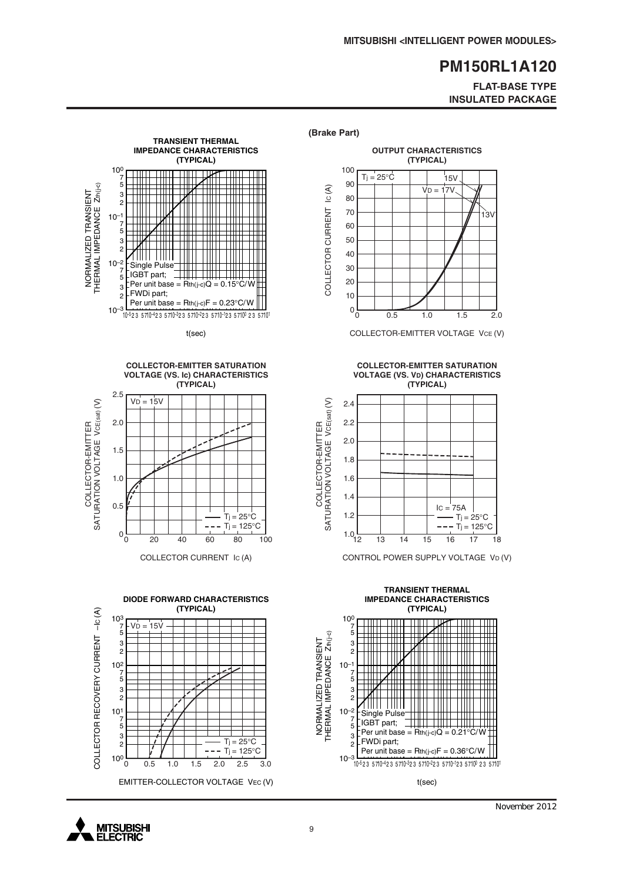**(Brake Part)**

**TRANSIENT THERMAL IMPEDANCE CHARACTERISTICS (TYPICAL)**

NORMALIZED TRANSIENT THERMAL IMPEDANCE $Z_{th(j-c)}$

Single Pulse
IGBT part;
Per unit base = $R_{th(j-c)}Q$ = 0.15°C/W
FWDi part;
Per unit base = $R_{th(j-c)}F$ = 0.23°C/W

t(sec)

**OUTPUT CHARACTERISTICS (TYPICAL)**

$T_j$ = 25°C
$V_D$ = 17V
15V
13V

COLLECTOR CURRENT $I_C$ (A)

COLLECTOR-EMITTER VOLTAGE $V_{CE}$ (V)

**COLLECTOR-EMITTER SATURATION VOLTAGE (VS. Ic) CHARACTERISTICS (TYPICAL)**

$V_D$ = 15V

$T_j$ = 25°C
$T_j$ = 125°C

COLLECTOR-EMITTER SATURATION VOLTAGE $V_{CE(sat)}$ (V)

COLLECTOR CURRENT $I_C$ (A)

**COLLECTOR-EMITTER SATURATION VOLTAGE (VS. VD) CHARACTERISTICS (TYPICAL)**

$I_C$ = 75A
$T_j$ = 25°C
$T_j$ = 125°C

COLLECTOR-EMITTER SATURATION VOLTAGE $V_{CE(sat)}$ (V)

CONTROL POWER SUPPLY VOLTAGE $V_D$ (V)

**DIODE FORWARD CHARACTERISTICS (TYPICAL)**

$V_D$ = 15V

$T_j$ = 25°C
$T_j$ = 125°C

COLLECTOR RECOVERY CURRENT $-I_C$ (A)

EMITTER-COLLECTOR VOLTAGE $V_{EC}$ (V)

**TRANSIENT THERMAL IMPEDANCE CHARACTERISTICS (TYPICAL)**

NORMALIZED TRANSIENT THERMAL IMPEDANCE $Z_{th(j-c)}$

Single Pulse
IGBT part;
Per unit base = $R_{th(j-c)}Q$ = 0.21°C/W
FWDi part;
Per unit base = $R_{th(j-c)}F$ = 0.36°C/W

t(sec)

November 2012